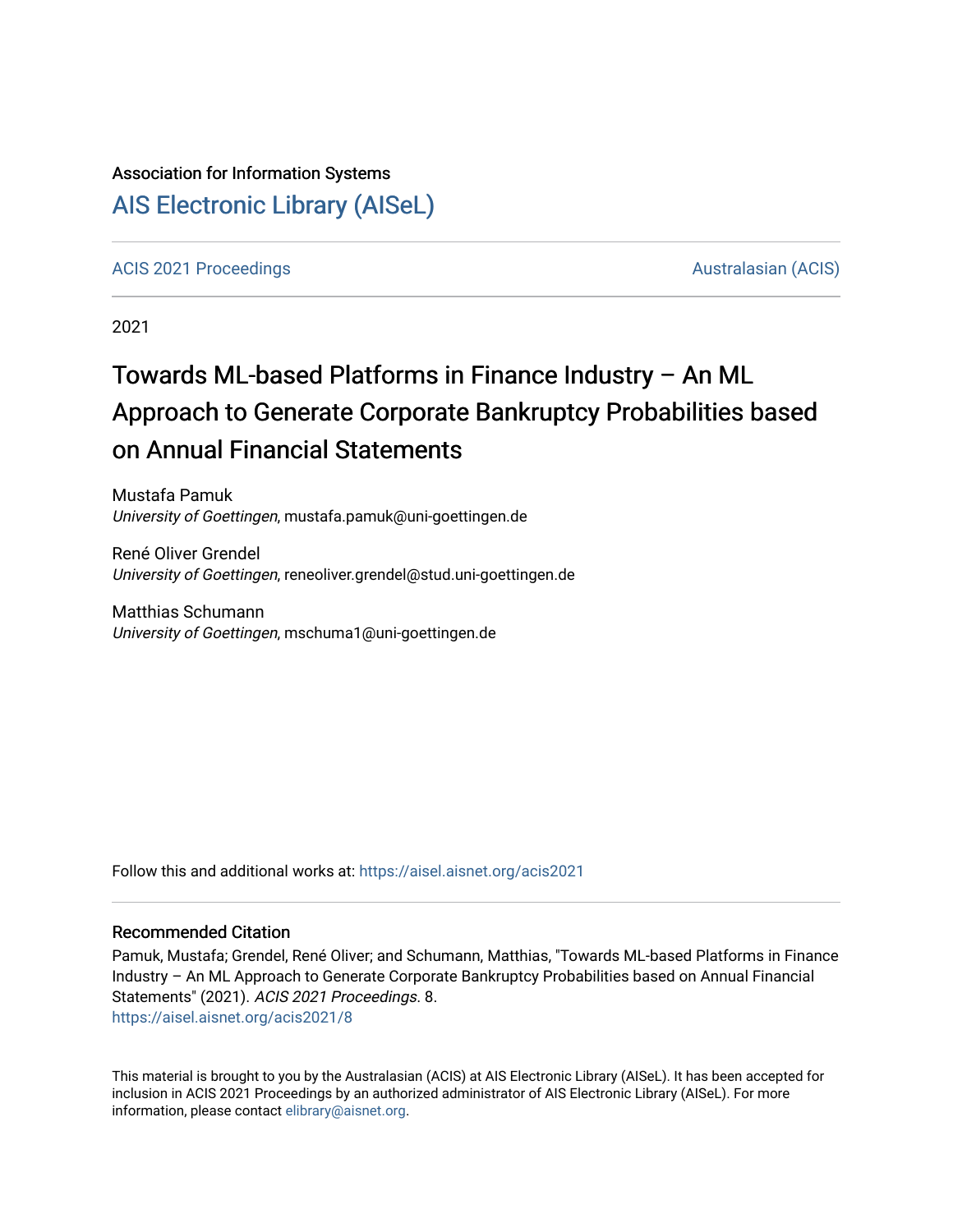Association for Information Systems

# AIS Electronic Library (AISeL)

ACIS 2021 Proceedings

Australasian (ACIS)

2021

# Towards ML-based Platforms in Finance Industry – An ML Approach to Generate Corporate Bankruptcy Probabilities based on Annual Financial Statements

Mustafa Pamuk
*University of Goettingen*, mustafa.pamuk@uni-goettingen.de

René Oliver Grendel
*University of Goettingen*, reneoliver.grendel@stud.uni-goettingen.de

Matthias Schumann
*University of Goettingen*, mschuma1@uni-goettingen.de

Follow this and additional works at: https://aisel.aisnet.org/acis2021

## Recommended Citation

Pamuk, Mustafa; Grendel, René Oliver; and Schumann, Matthias, "Towards ML-based Platforms in Finance Industry – An ML Approach to Generate Corporate Bankruptcy Probabilities based on Annual Financial Statements" (2021). *ACIS 2021 Proceedings*. 8.
https://aisel.aisnet.org/acis2021/8

This material is brought to you by the Australasian (ACIS) at AIS Electronic Library (AISeL). It has been accepted for inclusion in ACIS 2021 Proceedings by an authorized administrator of AIS Electronic Library (AISeL). For more information, please contact elibrary@aisnet.org.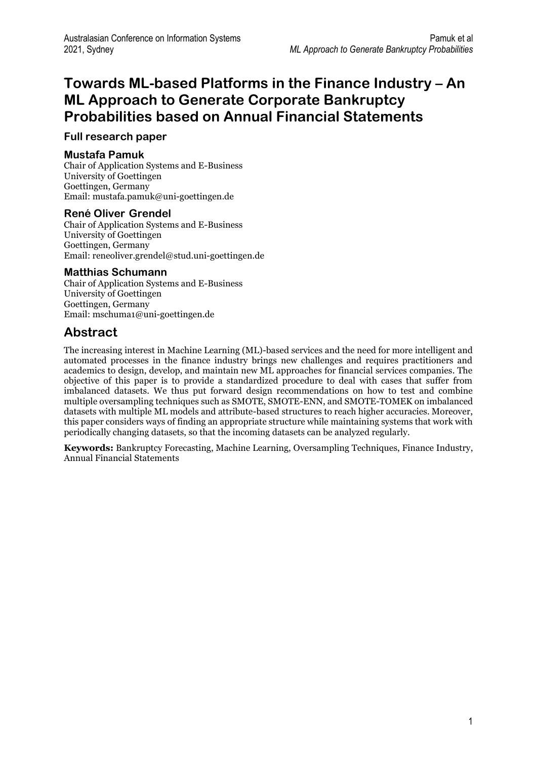# Towards ML-based Platforms in the Finance Industry – An ML Approach to Generate Corporate Bankruptcy Probabilities based on Annual Financial Statements

**Full research paper**

### Mustafa Pamuk

Chair of Application Systems and E-Business
University of Goettingen
Goettingen, Germany
Email: mustafa.pamuk@uni-goettingen.de

### René Oliver Grendel

Chair of Application Systems and E-Business
University of Goettingen
Goettingen, Germany
Email: reneoliver.grendel@stud.uni-goettingen.de

### Matthias Schumann

Chair of Application Systems and E-Business
University of Goettingen
Goettingen, Germany
Email: mschuma1@uni-goettingen.de

## Abstract

The increasing interest in Machine Learning (ML)-based services and the need for more intelligent and automated processes in the finance industry brings new challenges and requires practitioners and academics to design, develop, and maintain new ML approaches for financial services companies. The objective of this paper is to provide a standardized procedure to deal with cases that suffer from imbalanced datasets. We thus put forward design recommendations on how to test and combine multiple oversampling techniques such as SMOTE, SMOTE-ENN, and SMOTE-TOMEK on imbalanced datasets with multiple ML models and attribute-based structures to reach higher accuracies. Moreover, this paper considers ways of finding an appropriate structure while maintaining systems that work with periodically changing datasets, so that the incoming datasets can be analyzed regularly.

**Keywords:** Bankruptcy Forecasting, Machine Learning, Oversampling Techniques, Finance Industry, Annual Financial Statements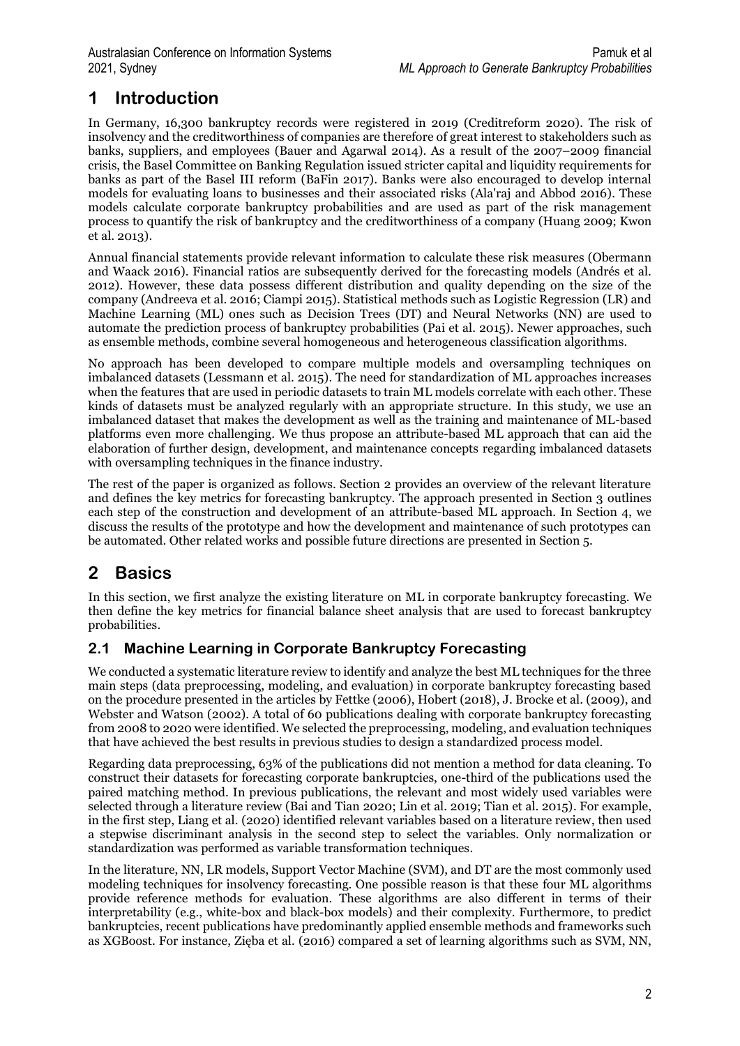# 1 Introduction

In Germany, 16,300 bankruptcy records were registered in 2019 (Creditreform 2020). The risk of insolvency and the creditworthiness of companies are therefore of great interest to stakeholders such as banks, suppliers, and employees (Bauer and Agarwal 2014). As a result of the 2007–2009 financial crisis, the Basel Committee on Banking Regulation issued stricter capital and liquidity requirements for banks as part of the Basel III reform (BaFin 2017). Banks were also encouraged to develop internal models for evaluating loans to businesses and their associated risks (Ala'raj and Abbod 2016). These models calculate corporate bankruptcy probabilities and are used as part of the risk management process to quantify the risk of bankruptcy and the creditworthiness of a company (Huang 2009; Kwon et al. 2013).

Annual financial statements provide relevant information to calculate these risk measures (Obermann and Waack 2016). Financial ratios are subsequently derived for the forecasting models (Andrés et al. 2012). However, these data possess different distribution and quality depending on the size of the company (Andreeva et al. 2016; Ciampi 2015). Statistical methods such as Logistic Regression (LR) and Machine Learning (ML) ones such as Decision Trees (DT) and Neural Networks (NN) are used to automate the prediction process of bankruptcy probabilities (Pai et al. 2015). Newer approaches, such as ensemble methods, combine several homogeneous and heterogeneous classification algorithms.

No approach has been developed to compare multiple models and oversampling techniques on imbalanced datasets (Lessmann et al. 2015). The need for standardization of ML approaches increases when the features that are used in periodic datasets to train ML models correlate with each other. These kinds of datasets must be analyzed regularly with an appropriate structure. In this study, we use an imbalanced dataset that makes the development as well as the training and maintenance of ML-based platforms even more challenging. We thus propose an attribute-based ML approach that can aid the elaboration of further design, development, and maintenance concepts regarding imbalanced datasets with oversampling techniques in the finance industry.

The rest of the paper is organized as follows. Section 2 provides an overview of the relevant literature and defines the key metrics for forecasting bankruptcy. The approach presented in Section 3 outlines each step of the construction and development of an attribute-based ML approach. In Section 4, we discuss the results of the prototype and how the development and maintenance of such prototypes can be automated. Other related works and possible future directions are presented in Section 5.

# 2 Basics

In this section, we first analyze the existing literature on ML in corporate bankruptcy forecasting. We then define the key metrics for financial balance sheet analysis that are used to forecast bankruptcy probabilities.

## 2.1 Machine Learning in Corporate Bankruptcy Forecasting

We conducted a systematic literature review to identify and analyze the best ML techniques for the three main steps (data preprocessing, modeling, and evaluation) in corporate bankruptcy forecasting based on the procedure presented in the articles by Fettke (2006), Hobert (2018), J. Brocke et al. (2009), and Webster and Watson (2002). A total of 60 publications dealing with corporate bankruptcy forecasting from 2008 to 2020 were identified. We selected the preprocessing, modeling, and evaluation techniques that have achieved the best results in previous studies to design a standardized process model.

Regarding data preprocessing, 63% of the publications did not mention a method for data cleaning. To construct their datasets for forecasting corporate bankruptcies, one-third of the publications used the paired matching method. In previous publications, the relevant and most widely used variables were selected through a literature review (Bai and Tian 2020; Lin et al. 2019; Tian et al. 2015). For example, in the first step, Liang et al. (2020) identified relevant variables based on a literature review, then used a stepwise discriminant analysis in the second step to select the variables. Only normalization or standardization was performed as variable transformation techniques.

In the literature, NN, LR models, Support Vector Machine (SVM), and DT are the most commonly used modeling techniques for insolvency forecasting. One possible reason is that these four ML algorithms provide reference methods for evaluation. These algorithms are also different in terms of their interpretability (e.g., white-box and black-box models) and their complexity. Furthermore, to predict bankruptcies, recent publications have predominantly applied ensemble methods and frameworks such as XGBoost. For instance, Zięba et al. (2016) compared a set of learning algorithms such as SVM, NN,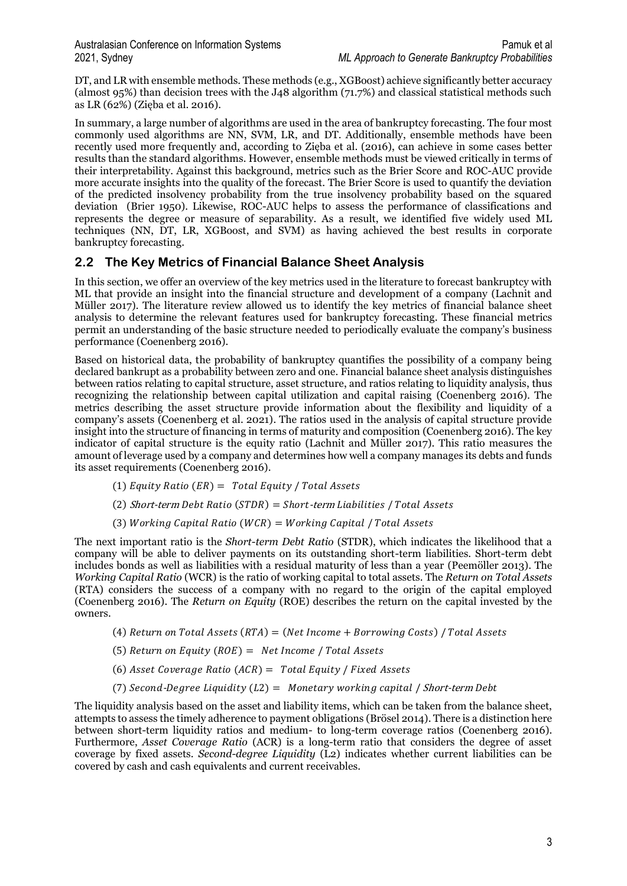DT, and LR with ensemble methods. These methods (e.g., XGBoost) achieve significantly better accuracy (almost 95%) than decision trees with the J48 algorithm (71.7%) and classical statistical methods such as LR (62%) (Zięba et al. 2016).

In summary, a large number of algorithms are used in the area of bankruptcy forecasting. The four most commonly used algorithms are NN, SVM, LR, and DT. Additionally, ensemble methods have been recently used more frequently and, according to Zięba et al. (2016), can achieve in some cases better results than the standard algorithms. However, ensemble methods must be viewed critically in terms of their interpretability. Against this background, metrics such as the Brier Score and ROC-AUC provide more accurate insights into the quality of the forecast. The Brier Score is used to quantify the deviation of the predicted insolvency probability from the true insolvency probability based on the squared deviation (Brier 1950). Likewise, ROC-AUC helps to assess the performance of classifications and represents the degree or measure of separability. As a result, we identified five widely used ML techniques (NN, DT, LR, XGBoost, and SVM) as having achieved the best results in corporate bankruptcy forecasting.

## 2.2 The Key Metrics of Financial Balance Sheet Analysis

In this section, we offer an overview of the key metrics used in the literature to forecast bankruptcy with ML that provide an insight into the financial structure and development of a company (Lachnit and Müller 2017). The literature review allowed us to identify the key metrics of financial balance sheet analysis to determine the relevant features used for bankruptcy forecasting. These financial metrics permit an understanding of the basic structure needed to periodically evaluate the company's business performance (Coenenberg 2016).

Based on historical data, the probability of bankruptcy quantifies the possibility of a company being declared bankrupt as a probability between zero and one. Financial balance sheet analysis distinguishes between ratios relating to capital structure, asset structure, and ratios relating to liquidity analysis, thus recognizing the relationship between capital utilization and capital raising (Coenenberg 2016). The metrics describing the asset structure provide information about the flexibility and liquidity of a company's assets (Coenenberg et al. 2021). The ratios used in the analysis of capital structure provide insight into the structure of financing in terms of maturity and composition (Coenenberg 2016). The key indicator of capital structure is the equity ratio (Lachnit and Müller 2017). This ratio measures the amount of leverage used by a company and determines how well a company manages its debts and funds its asset requirements (Coenenberg 2016).

$$(1)\ Equity\ Ratio\ (ER) = \ Total\ Equity\ /\ Total\ Assets$$

$$(2)\ Short\text{-}term\ Debt\ Ratio\ (STDR) = Short\text{-}term\ Liabilities\ /\ Total\ Assets$$

$$(3)\ Working\ Capital\ Ratio\ (WCR) = Working\ Capital\ /\ Total\ Assets$$

The next important ratio is the *Short-term Debt Ratio* (STDR), which indicates the likelihood that a company will be able to deliver payments on its outstanding short-term liabilities. Short-term debt includes bonds as well as liabilities with a residual maturity of less than a year (Peemöller 2013). The *Working Capital Ratio* (WCR) is the ratio of working capital to total assets. The *Return on Total Assets* (RTA) considers the success of a company with no regard to the origin of the capital employed (Coenenberg 2016). The *Return on Equity* (ROE) describes the return on the capital invested by the owners.

$$(4)\ Return\ on\ Total\ Assets\ (RTA) = (Net\ Income + Borrowing\ Costs)\ /\ Total\ Assets$$

$$(5)\ Return\ on\ Equity\ (ROE) = \ Net\ Income\ /\ Total\ Assets$$

$$(6)\ Asset\ Coverage\ Ratio\ (ACR) = \ Total\ Equity\ /\ Fixed\ Assets$$

$$(7)\ Second\text{-}Degree\ Liquidity\ (L2) = \ Monetary\ working\ capital\ /\ Short\text{-}term\ Debt$$

The liquidity analysis based on the asset and liability items, which can be taken from the balance sheet, attempts to assess the timely adherence to payment obligations (Brösel 2014). There is a distinction here between short-term liquidity ratios and medium- to long-term coverage ratios (Coenenberg 2016). Furthermore, *Asset Coverage Ratio* (ACR) is a long-term ratio that considers the degree of asset coverage by fixed assets. *Second-degree Liquidity* (L2) indicates whether current liabilities can be covered by cash and cash equivalents and current receivables.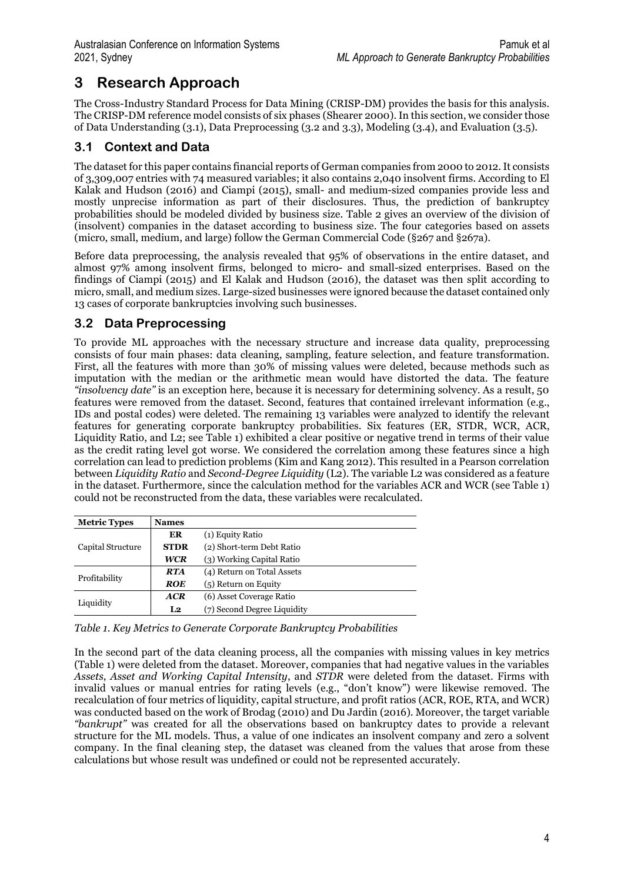# 3 Research Approach

The Cross-Industry Standard Process for Data Mining (CRISP-DM) provides the basis for this analysis. The CRISP-DM reference model consists of six phases (Shearer 2000). In this section, we consider those of Data Understanding (3.1), Data Preprocessing (3.2 and 3.3), Modeling (3.4), and Evaluation (3.5).

## 3.1 Context and Data

The dataset for this paper contains financial reports of German companies from 2000 to 2012. It consists of 3,309,007 entries with 74 measured variables; it also contains 2,040 insolvent firms. According to El Kalak and Hudson (2016) and Ciampi (2015), small- and medium-sized companies provide less and mostly unprecise information as part of their disclosures. Thus, the prediction of bankruptcy probabilities should be modeled divided by business size. Table 2 gives an overview of the division of (insolvent) companies in the dataset according to business size. The four categories based on assets (micro, small, medium, and large) follow the German Commercial Code (§267 and §267a).

Before data preprocessing, the analysis revealed that 95% of observations in the entire dataset, and almost 97% among insolvent firms, belonged to micro- and small-sized enterprises. Based on the findings of Ciampi (2015) and El Kalak and Hudson (2016), the dataset was then split according to micro, small, and medium sizes. Large-sized businesses were ignored because the dataset contained only 13 cases of corporate bankruptcies involving such businesses.

## 3.2 Data Preprocessing

To provide ML approaches with the necessary structure and increase data quality, preprocessing consists of four main phases: data cleaning, sampling, feature selection, and feature transformation. First, all the features with more than 30% of missing values were deleted, because methods such as imputation with the median or the arithmetic mean would have distorted the data. The feature *"insolvency date"* is an exception here, because it is necessary for determining solvency. As a result, 50 features were removed from the dataset. Second, features that contained irrelevant information (e.g., IDs and postal codes) were deleted. The remaining 13 variables were analyzed to identify the relevant features for generating corporate bankruptcy probabilities. Six features (ER, STDR, WCR, ACR, Liquidity Ratio, and L2; see Table 1) exhibited a clear positive or negative trend in terms of their value as the credit rating level got worse. We considered the correlation among these features since a high correlation can lead to prediction problems (Kim and Kang 2012). This resulted in a Pearson correlation between *Liquidity Ratio* and *Second-Degree Liquidity* (L2). The variable L2 was considered as a feature in the dataset. Furthermore, since the calculation method for the variables ACR and WCR (see Table 1) could not be reconstructed from the data, these variables were recalculated.

| Metric Types | Names | |
|---|---|---|
| Capital Structure | **ER** | (1) Equity Ratio |
| | **STDR** | (2) Short-term Debt Ratio |
| | ***WCR*** | (3) Working Capital Ratio |
| Profitability | ***RTA*** | (4) Return on Total Assets |
| | ***ROE*** | (5) Return on Equity |
| Liquidity | ***ACR*** | (6) Asset Coverage Ratio |
| | **L2** | (7) Second Degree Liquidity |

*Table 1. Key Metrics to Generate Corporate Bankruptcy Probabilities*

In the second part of the data cleaning process, all the companies with missing values in key metrics (Table 1) were deleted from the dataset. Moreover, companies that had negative values in the variables *Assets*, *Asset and Working Capital Intensity*, and *STDR* were deleted from the dataset. Firms with invalid values or manual entries for rating levels (e.g., "don't know") were likewise removed. The recalculation of four metrics of liquidity, capital structure, and profit ratios (ACR, ROE, RTA, and WCR) was conducted based on the work of Brodag (2010) and Du Jardin (2016). Moreover, the target variable *"bankrupt"* was created for all the observations based on bankruptcy dates to provide a relevant structure for the ML models. Thus, a value of one indicates an insolvent company and zero a solvent company. In the final cleaning step, the dataset was cleaned from the values that arose from these calculations but whose result was undefined or could not be represented accurately.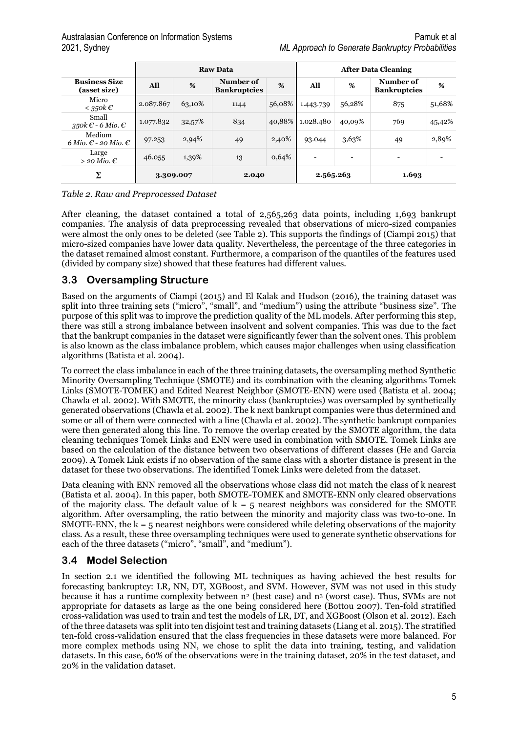| Business Size (asset size) | Raw Data | | | | After Data Cleaning | | | |
|---|---|---|---|---|---|---|---|---|
| | **All** | **%** | **Number of Bankruptcies** | **%** | **All** | **%** | **Number of Bankruptcies** | **%** |
| Micro *< 350k €* | 2.087.867 | 63,10% | 1144 | 56,08% | 1.443.739 | 56,28% | 875 | 51,68% |
| Small *350k € - 6 Mio. €* | 1.077.832 | 32,57% | 834 | 40,88% | 1.028.480 | 40,09% | 769 | 45,42% |
| Medium *6 Mio. € - 20 Mio. €* | 97.253 | 2,94% | 49 | 2,40% | 93.044 | 3,63% | 49 | 2,89% |
| Large *> 20 Mio. €* | 46.055 | 1,39% | 13 | 0,64% | - | - | - | - |
| Σ | **3.309.007** | | **2.040** | | **2.565.263** | | **1.693** | |

*Table 2. Raw and Preprocessed Dataset*

After cleaning, the dataset contained a total of 2,565,263 data points, including 1,693 bankrupt companies. The analysis of data preprocessing revealed that observations of micro-sized companies were almost the only ones to be deleted (see Table 2). This supports the findings of (Ciampi 2015) that micro-sized companies have lower data quality. Nevertheless, the percentage of the three categories in the dataset remained almost constant. Furthermore, a comparison of the quantiles of the features used (divided by company size) showed that these features had different values.

## 3.3 Oversampling Structure

Based on the arguments of Ciampi (2015) and El Kalak and Hudson (2016), the training dataset was split into three training sets ("micro", "small", and "medium") using the attribute "business size". The purpose of this split was to improve the prediction quality of the ML models. After performing this step, there was still a strong imbalance between insolvent and solvent companies. This was due to the fact that the bankrupt companies in the dataset were significantly fewer than the solvent ones. This problem is also known as the class imbalance problem, which causes major challenges when using classification algorithms (Batista et al. 2004).

To correct the class imbalance in each of the three training datasets, the oversampling method Synthetic Minority Oversampling Technique (SMOTE) and its combination with the cleaning algorithms Tomek Links (SMOTE-TOMEK) and Edited Nearest Neighbor (SMOTE-ENN) were used (Batista et al. 2004; Chawla et al. 2002). With SMOTE, the minority class (bankruptcies) was oversampled by synthetically generated observations (Chawla et al. 2002). The k next bankrupt companies were thus determined and some or all of them were connected with a line (Chawla et al. 2002). The synthetic bankrupt companies were then generated along this line. To remove the overlap created by the SMOTE algorithm, the data cleaning techniques Tomek Links and ENN were used in combination with SMOTE. Tomek Links are based on the calculation of the distance between two observations of different classes (He and Garcia 2009). A Tomek Link exists if no observation of the same class with a shorter distance is present in the dataset for these two observations. The identified Tomek Links were deleted from the dataset.

Data cleaning with ENN removed all the observations whose class did not match the class of k nearest (Batista et al. 2004). In this paper, both SMOTE-TOMEK and SMOTE-ENN only cleared observations of the majority class. The default value of $k = 5$ nearest neighbors was considered for the SMOTE algorithm. After oversampling, the ratio between the minority and majority class was two-to-one. In SMOTE-ENN, the $k = 5$ nearest neighbors were considered while deleting observations of the majority class. As a result, these three oversampling techniques were used to generate synthetic observations for each of the three datasets ("micro", "small", and "medium").

## 3.4 Model Selection

In section 2.1 we identified the following ML techniques as having achieved the best results for forecasting bankruptcy: LR, NN, DT, XGBoost, and SVM. However, SVM was not used in this study because it has a runtime complexity between $n^2$ (best case) and $n^3$ (worst case). Thus, SVMs are not appropriate for datasets as large as the one being considered here (Bottou 2007). Ten-fold stratified cross-validation was used to train and test the models of LR, DT, and XGBoost (Olson et al. 2012). Each of the three datasets was split into ten disjoint test and training datasets (Liang et al. 2015). The stratified ten-fold cross-validation ensured that the class frequencies in these datasets were more balanced. For more complex methods using NN, we chose to split the data into training, testing, and validation datasets. In this case, 60% of the observations were in the training dataset, 20% in the test dataset, and 20% in the validation dataset.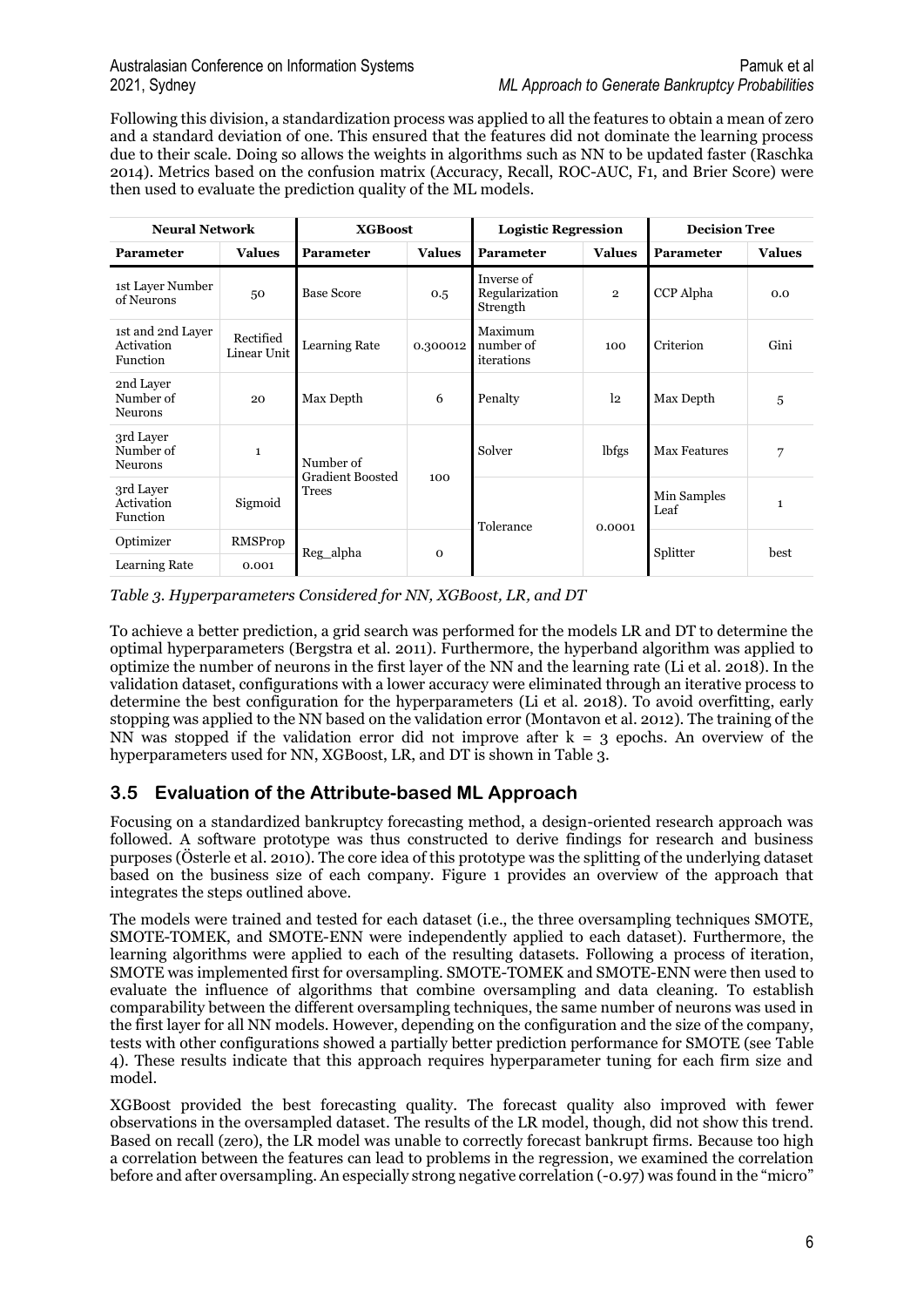Following this division, a standardization process was applied to all the features to obtain a mean of zero and a standard deviation of one. This ensured that the features did not dominate the learning process due to their scale. Doing so allows the weights in algorithms such as NN to be updated faster (Raschka 2014). Metrics based on the confusion matrix (Accuracy, Recall, ROC-AUC, F1, and Brier Score) were then used to evaluate the prediction quality of the ML models.

| Neural Network | | XGBoost | | Logistic Regression | | Decision Tree | |
|---|---|---|---|---|---|---|---|
| **Parameter** | **Values** | **Parameter** | **Values** | **Parameter** | **Values** | **Parameter** | **Values** |
| 1st Layer Number of Neurons | 50 | Base Score | 0.5 | Inverse of Regularization Strength | 2 | CCP Alpha | 0.0 |
| 1st and 2nd Layer Activation Function | Rectified Linear Unit | Learning Rate | 0.300012 | Maximum number of iterations | 100 | Criterion | Gini |
| 2nd Layer Number of Neurons | 20 | Max Depth | 6 | Penalty | l2 | Max Depth | 5 |
| 3rd Layer Number of Neurons | 1 | Number of Gradient Boosted Trees | 100 | Solver | lbfgs | Max Features | 7 |
| 3rd Layer Activation Function | Sigmoid | | | Tolerance | 0.0001 | Min Samples Leaf | 1 |
| Optimizer | RMSProp | Reg_alpha | 0 | | | Splitter | best |
| Learning Rate | 0.001 | | | | | | |

*Table 3. Hyperparameters Considered for NN, XGBoost, LR, and DT*

To achieve a better prediction, a grid search was performed for the models LR and DT to determine the optimal hyperparameters (Bergstra et al. 2011). Furthermore, the hyperband algorithm was applied to optimize the number of neurons in the first layer of the NN and the learning rate (Li et al. 2018). In the validation dataset, configurations with a lower accuracy were eliminated through an iterative process to determine the best configuration for the hyperparameters (Li et al. 2018). To avoid overfitting, early stopping was applied to the NN based on the validation error (Montavon et al. 2012). The training of the NN was stopped if the validation error did not improve after $k = 3$ epochs. An overview of the hyperparameters used for NN, XGBoost, LR, and DT is shown in Table 3.

## 3.5 Evaluation of the Attribute-based ML Approach

Focusing on a standardized bankruptcy forecasting method, a design-oriented research approach was followed. A software prototype was thus constructed to derive findings for research and business purposes (Österle et al. 2010). The core idea of this prototype was the splitting of the underlying dataset based on the business size of each company. Figure 1 provides an overview of the approach that integrates the steps outlined above.

The models were trained and tested for each dataset (i.e., the three oversampling techniques SMOTE, SMOTE-TOMEK, and SMOTE-ENN were independently applied to each dataset). Furthermore, the learning algorithms were applied to each of the resulting datasets. Following a process of iteration, SMOTE was implemented first for oversampling. SMOTE-TOMEK and SMOTE-ENN were then used to evaluate the influence of algorithms that combine oversampling and data cleaning. To establish comparability between the different oversampling techniques, the same number of neurons was used in the first layer for all NN models. However, depending on the configuration and the size of the company, tests with other configurations showed a partially better prediction performance for SMOTE (see Table 4). These results indicate that this approach requires hyperparameter tuning for each firm size and model.

XGBoost provided the best forecasting quality. The forecast quality also improved with fewer observations in the oversampled dataset. The results of the LR model, though, did not show this trend. Based on recall (zero), the LR model was unable to correctly forecast bankrupt firms. Because too high a correlation between the features can lead to problems in the regression, we examined the correlation before and after oversampling. An especially strong negative correlation (-0.97) was found in the "micro"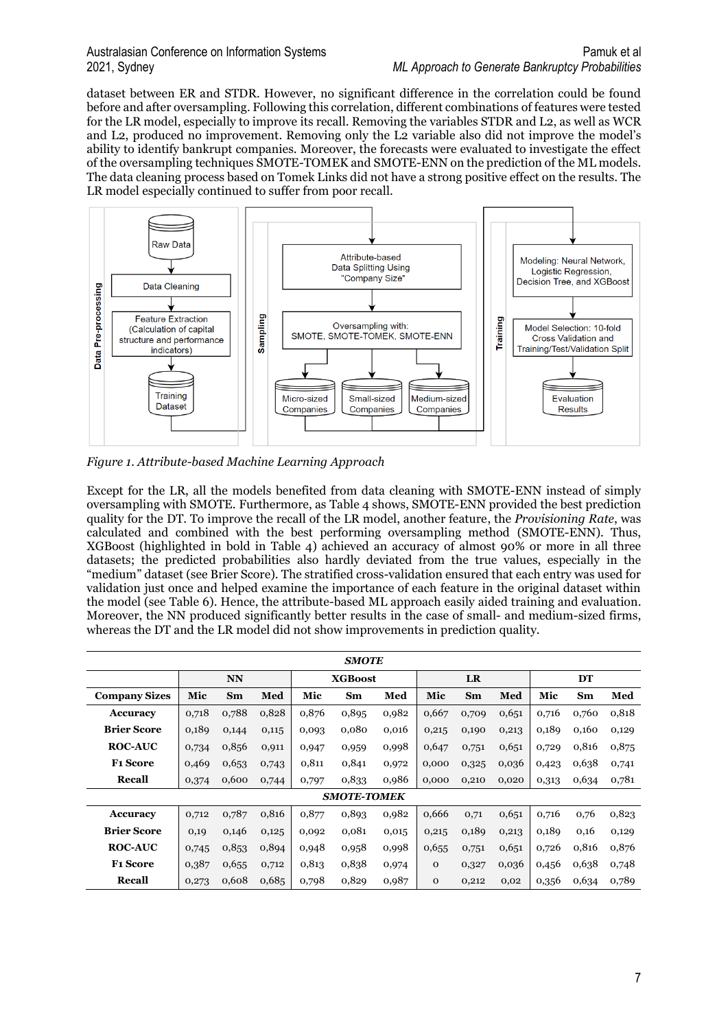dataset between ER and STDR. However, no significant difference in the correlation could be found before and after oversampling. Following this correlation, different combinations of features were tested for the LR model, especially to improve its recall. Removing the variables STDR and L2, as well as WCR and L2, produced no improvement. Removing only the L2 variable also did not improve the model's ability to identify bankrupt companies. Moreover, the forecasts were evaluated to investigate the effect of the oversampling techniques SMOTE-TOMEK and SMOTE-ENN on the prediction of the ML models. The data cleaning process based on Tomek Links did not have a strong positive effect on the results. The LR model especially continued to suffer from poor recall.

*Figure 1. Attribute-based Machine Learning Approach*

Except for the LR, all the models benefited from data cleaning with SMOTE-ENN instead of simply oversampling with SMOTE. Furthermore, as Table 4 shows, SMOTE-ENN provided the best prediction quality for the DT. To improve the recall of the LR model, another feature, the *Provisioning Rate*, was calculated and combined with the best performing oversampling method (SMOTE-ENN). Thus, XGBoost (highlighted in bold in Table 4) achieved an accuracy of almost 90% or more in all three datasets; the predicted probabilities also hardly deviated from the true values, especially in the "medium" dataset (see Brier Score). The stratified cross-validation ensured that each entry was used for validation just once and helped examine the importance of each feature in the original dataset within the model (see Table 6). Hence, the attribute-based ML approach easily aided training and evaluation. Moreover, the NN produced significantly better results in the case of small- and medium-sized firms, whereas the DT and the LR model did not show improvements in prediction quality.

| | | | | | | | | | | | | |
|---|---|---|---|---|---|---|---|---|---|---|---|---|
| ***SMOTE*** | | | | | | | | | | | | |
| | **NN** | | | **XGBoost** | | | **LR** | | | **DT** | | |
| **Company Sizes** | **Mic** | **Sm** | **Med** | **Mic** | **Sm** | **Med** | **Mic** | **Sm** | **Med** | **Mic** | **Sm** | **Med** |
| **Accuracy** | 0,718 | 0,788 | 0,828 | 0,876 | 0,895 | 0,982 | 0,667 | 0,709 | 0,651 | 0,716 | 0,760 | 0,818 |
| **Brier Score** | 0,189 | 0,144 | 0,115 | 0,093 | 0,080 | 0,016 | 0,215 | 0,190 | 0,213 | 0,189 | 0,160 | 0,129 |
| **ROC-AUC** | 0,734 | 0,856 | 0,911 | 0,947 | 0,959 | 0,998 | 0,647 | 0,751 | 0,651 | 0,729 | 0,816 | 0,875 |
| **F1 Score** | 0,469 | 0,653 | 0,743 | 0,811 | 0,841 | 0,972 | 0,000 | 0,325 | 0,036 | 0,423 | 0,638 | 0,741 |
| **Recall** | 0,374 | 0,600 | 0,744 | 0,797 | 0,833 | 0,986 | 0,000 | 0,210 | 0,020 | 0,313 | 0,634 | 0,781 |
| ***SMOTE-TOMEK*** | | | | | | | | | | | | |
| **Accuracy** | 0,712 | 0,787 | 0,816 | 0,877 | 0,893 | 0,982 | 0,666 | 0,71 | 0,651 | 0,716 | 0,76 | 0,823 |
| **Brier Score** | 0,19 | 0,146 | 0,125 | 0,092 | 0,081 | 0,015 | 0,215 | 0,189 | 0,213 | 0,189 | 0,16 | 0,129 |
| **ROC-AUC** | 0,745 | 0,853 | 0,894 | 0,948 | 0,958 | 0,998 | 0,655 | 0,751 | 0,651 | 0,726 | 0,816 | 0,876 |
| **F1 Score** | 0,387 | 0,655 | 0,712 | 0,813 | 0,838 | 0,974 | 0 | 0,327 | 0,036 | 0,456 | 0,638 | 0,748 |
| **Recall** | 0,273 | 0,608 | 0,685 | 0,798 | 0,829 | 0,987 | 0 | 0,212 | 0,02 | 0,356 | 0,634 | 0,789 |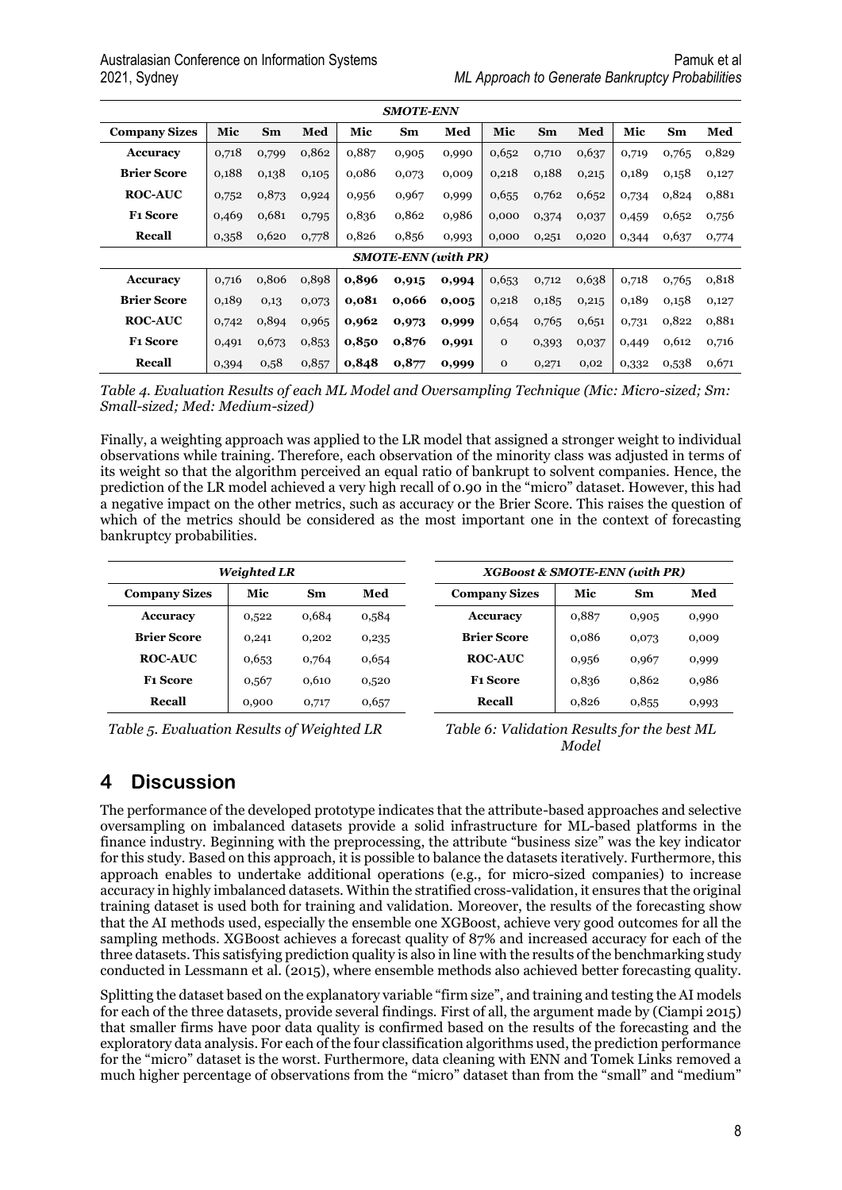| *SMOTE-ENN* | | | | | | | | | | | | |
|---|---|---|---|---|---|---|---|---|---|---|---|---|
| **Company Sizes** | **Mic** | **Sm** | **Med** | **Mic** | **Sm** | **Med** | **Mic** | **Sm** | **Med** | **Mic** | **Sm** | **Med** |
| **Accuracy** | 0,718 | 0,799 | 0,862 | 0,887 | 0,905 | 0,990 | 0,652 | 0,710 | 0,637 | 0,719 | 0,765 | 0,829 |
| **Brier Score** | 0,188 | 0,138 | 0,105 | 0,086 | 0,073 | 0,009 | 0,218 | 0,188 | 0,215 | 0,189 | 0,158 | 0,127 |
| **ROC-AUC** | 0,752 | 0,873 | 0,924 | 0,956 | 0,967 | 0,999 | 0,655 | 0,762 | 0,652 | 0,734 | 0,824 | 0,881 |
| **F1 Score** | 0,469 | 0,681 | 0,795 | 0,836 | 0,862 | 0,986 | 0,000 | 0,374 | 0,037 | 0,459 | 0,652 | 0,756 |
| **Recall** | 0,358 | 0,620 | 0,778 | 0,826 | 0,856 | 0,993 | 0,000 | 0,251 | 0,020 | 0,344 | 0,637 | 0,774 |
| *SMOTE-ENN (with PR)* | | | | | | | | | | | | |
| **Accuracy** | 0,716 | 0,806 | 0,898 | **0,896** | **0,915** | **0,994** | 0,653 | 0,712 | 0,638 | 0,718 | 0,765 | 0,818 |
| **Brier Score** | 0,189 | 0,13 | 0,073 | **0,081** | **0,066** | **0,005** | 0,218 | 0,185 | 0,215 | 0,189 | 0,158 | 0,127 |
| **ROC-AUC** | 0,742 | 0,894 | 0,965 | **0,962** | **0,973** | **0,999** | 0,654 | 0,765 | 0,651 | 0,731 | 0,822 | 0,881 |
| **F1 Score** | 0,491 | 0,673 | 0,853 | **0,850** | **0,876** | **0,991** | 0 | 0,393 | 0,037 | 0,449 | 0,612 | 0,716 |
| **Recall** | 0,394 | 0,58 | 0,857 | **0,848** | **0,877** | **0,999** | 0 | 0,271 | 0,02 | 0,332 | 0,538 | 0,671 |

*Table 4. Evaluation Results of each ML Model and Oversampling Technique (Mic: Micro-sized; Sm: Small-sized; Med: Medium-sized)*

Finally, a weighting approach was applied to the LR model that assigned a stronger weight to individual observations while training. Therefore, each observation of the minority class was adjusted in terms of its weight so that the algorithm perceived an equal ratio of bankrupt to solvent companies. Hence, the prediction of the LR model achieved a very high recall of 0.90 in the "micro" dataset. However, this had a negative impact on the other metrics, such as accuracy or the Brier Score. This raises the question of which of the metrics should be considered as the most important one in the context of forecasting bankruptcy probabilities.

| *Weighted LR* | | | |
|---|---|---|---|
| **Company Sizes** | **Mic** | **Sm** | **Med** |
| **Accuracy** | 0,522 | 0,684 | 0,584 |
| **Brier Score** | 0,241 | 0,202 | 0,235 |
| **ROC-AUC** | 0,653 | 0,764 | 0,654 |
| **F1 Score** | 0,567 | 0,610 | 0,520 |
| **Recall** | 0,900 | 0,717 | 0,657 |

*Table 5. Evaluation Results of Weighted LR*

| *XGBoost & SMOTE-ENN (with PR)* | | | |
|---|---|---|---|
| **Company Sizes** | **Mic** | **Sm** | **Med** |
| **Accuracy** | 0,887 | 0,905 | 0,990 |
| **Brier Score** | 0,086 | 0,073 | 0,009 |
| **ROC-AUC** | 0,956 | 0,967 | 0,999 |
| **F1 Score** | 0,836 | 0,862 | 0,986 |
| **Recall** | 0,826 | 0,855 | 0,993 |

*Table 6: Validation Results for the best ML Model*

## 4 Discussion

The performance of the developed prototype indicates that the attribute-based approaches and selective oversampling on imbalanced datasets provide a solid infrastructure for ML-based platforms in the finance industry. Beginning with the preprocessing, the attribute "business size" was the key indicator for this study. Based on this approach, it is possible to balance the datasets iteratively. Furthermore, this approach enables to undertake additional operations (e.g., for micro-sized companies) to increase accuracy in highly imbalanced datasets. Within the stratified cross-validation, it ensures that the original training dataset is used both for training and validation. Moreover, the results of the forecasting show that the AI methods used, especially the ensemble one XGBoost, achieve very good outcomes for all the sampling methods. XGBoost achieves a forecast quality of 87% and increased accuracy for each of the three datasets. This satisfying prediction quality is also in line with the results of the benchmarking study conducted in Lessmann et al. (2015), where ensemble methods also achieved better forecasting quality.

Splitting the dataset based on the explanatory variable "firm size", and training and testing the AI models for each of the three datasets, provide several findings. First of all, the argument made by (Ciampi 2015) that smaller firms have poor data quality is confirmed based on the results of the forecasting and the exploratory data analysis. For each of the four classification algorithms used, the prediction performance for the "micro" dataset is the worst. Furthermore, data cleaning with ENN and Tomek Links removed a much higher percentage of observations from the "micro" dataset than from the "small" and "medium"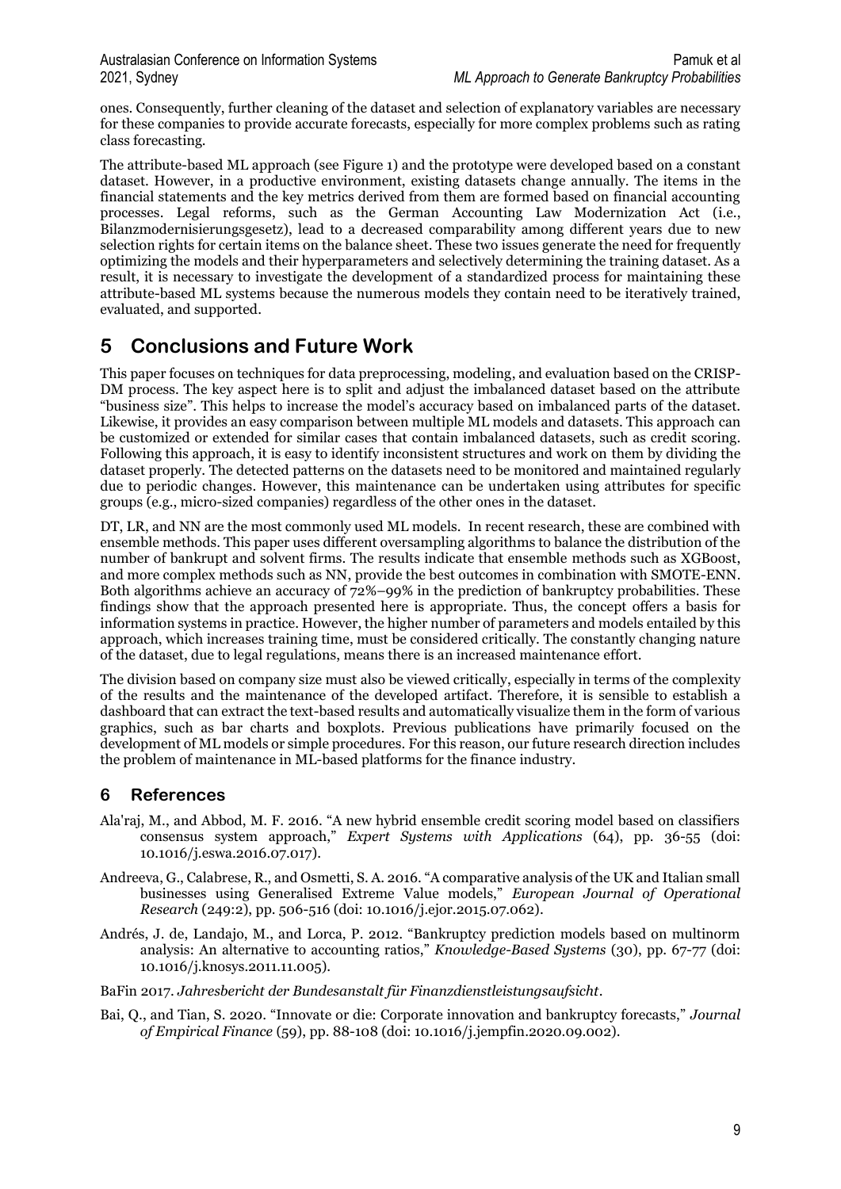ones. Consequently, further cleaning of the dataset and selection of explanatory variables are necessary for these companies to provide accurate forecasts, especially for more complex problems such as rating class forecasting.

The attribute-based ML approach (see Figure 1) and the prototype were developed based on a constant dataset. However, in a productive environment, existing datasets change annually. The items in the financial statements and the key metrics derived from them are formed based on financial accounting processes. Legal reforms, such as the German Accounting Law Modernization Act (i.e., Bilanzmodernisierungsgesetz), lead to a decreased comparability among different years due to new selection rights for certain items on the balance sheet. These two issues generate the need for frequently optimizing the models and their hyperparameters and selectively determining the training dataset. As a result, it is necessary to investigate the development of a standardized process for maintaining these attribute-based ML systems because the numerous models they contain need to be iteratively trained, evaluated, and supported.

# 5 Conclusions and Future Work

This paper focuses on techniques for data preprocessing, modeling, and evaluation based on the CRISP-DM process. The key aspect here is to split and adjust the imbalanced dataset based on the attribute "business size". This helps to increase the model's accuracy based on imbalanced parts of the dataset. Likewise, it provides an easy comparison between multiple ML models and datasets. This approach can be customized or extended for similar cases that contain imbalanced datasets, such as credit scoring. Following this approach, it is easy to identify inconsistent structures and work on them by dividing the dataset properly. The detected patterns on the datasets need to be monitored and maintained regularly due to periodic changes. However, this maintenance can be undertaken using attributes for specific groups (e.g., micro-sized companies) regardless of the other ones in the dataset.

DT, LR, and NN are the most commonly used ML models. In recent research, these are combined with ensemble methods. This paper uses different oversampling algorithms to balance the distribution of the number of bankrupt and solvent firms. The results indicate that ensemble methods such as XGBoost, and more complex methods such as NN, provide the best outcomes in combination with SMOTE-ENN. Both algorithms achieve an accuracy of 72%–99% in the prediction of bankruptcy probabilities. These findings show that the approach presented here is appropriate. Thus, the concept offers a basis for information systems in practice. However, the higher number of parameters and models entailed by this approach, which increases training time, must be considered critically. The constantly changing nature of the dataset, due to legal regulations, means there is an increased maintenance effort.

The division based on company size must also be viewed critically, especially in terms of the complexity of the results and the maintenance of the developed artifact. Therefore, it is sensible to establish a dashboard that can extract the text-based results and automatically visualize them in the form of various graphics, such as bar charts and boxplots. Previous publications have primarily focused on the development of ML models or simple procedures. For this reason, our future research direction includes the problem of maintenance in ML-based platforms for the finance industry.

# 6 References

Ala'raj, M., and Abbod, M. F. 2016. "A new hybrid ensemble credit scoring model based on classifiers consensus system approach," *Expert Systems with Applications* (64), pp. 36-55 (doi: 10.1016/j.eswa.2016.07.017).

Andreeva, G., Calabrese, R., and Osmetti, S. A. 2016. "A comparative analysis of the UK and Italian small businesses using Generalised Extreme Value models," *European Journal of Operational Research* (249:2), pp. 506-516 (doi: 10.1016/j.ejor.2015.07.062).

Andrés, J. de, Landajo, M., and Lorca, P. 2012. "Bankruptcy prediction models based on multinorm analysis: An alternative to accounting ratios," *Knowledge-Based Systems* (30), pp. 67-77 (doi: 10.1016/j.knosys.2011.11.005).

BaFin 2017. *Jahresbericht der Bundesanstalt für Finanzdienstleistungsaufsicht*.

Bai, Q., and Tian, S. 2020. "Innovate or die: Corporate innovation and bankruptcy forecasts," *Journal of Empirical Finance* (59), pp. 88-108 (doi: 10.1016/j.jempfin.2020.09.002).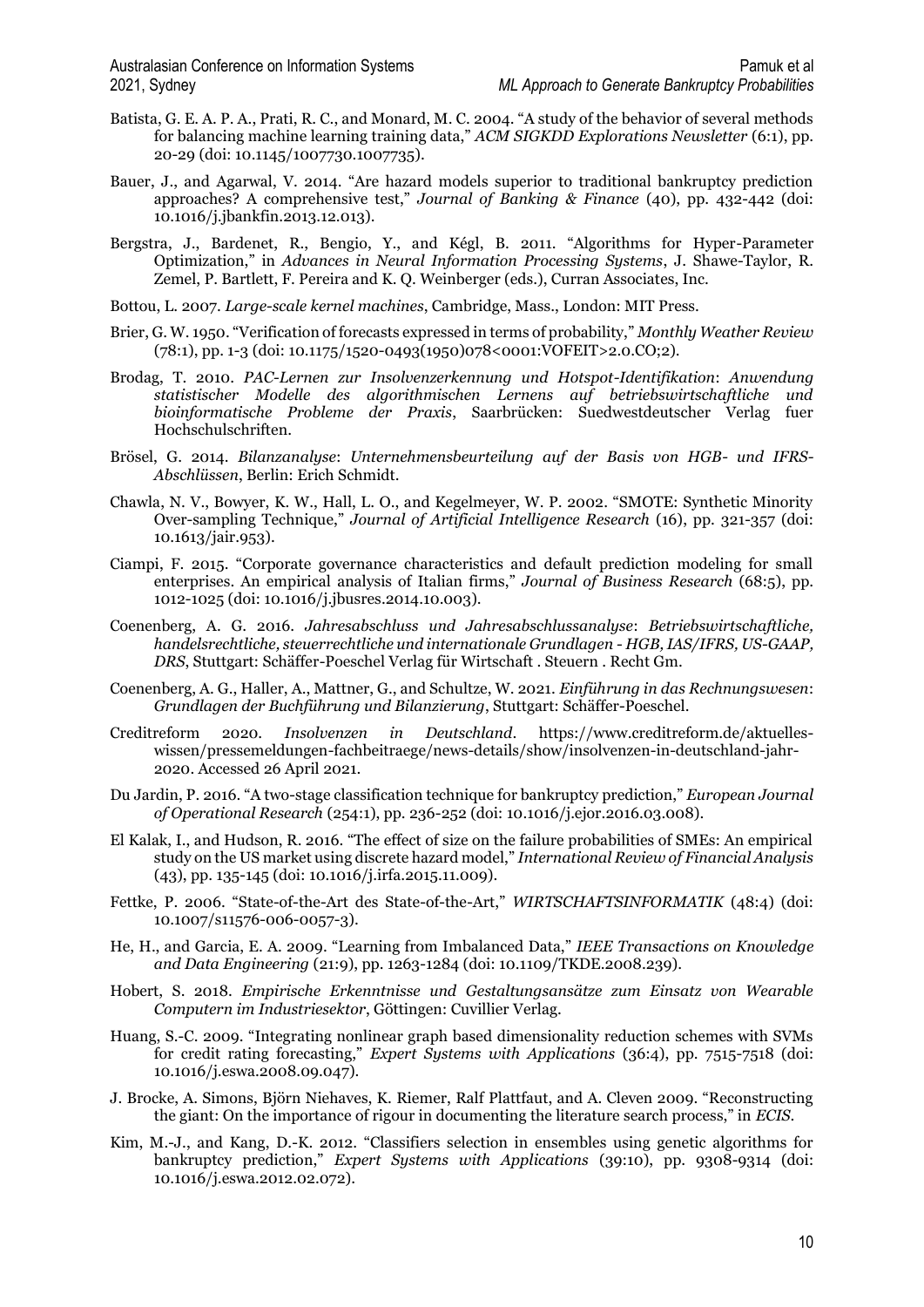Batista, G. E. A. P. A., Prati, R. C., and Monard, M. C. 2004. "A study of the behavior of several methods for balancing machine learning training data," *ACM SIGKDD Explorations Newsletter* (6:1), pp. 20-29 (doi: 10.1145/1007730.1007735).

Bauer, J., and Agarwal, V. 2014. "Are hazard models superior to traditional bankruptcy prediction approaches? A comprehensive test," *Journal of Banking & Finance* (40), pp. 432-442 (doi: 10.1016/j.jbankfin.2013.12.013).

Bergstra, J., Bardenet, R., Bengio, Y., and Kégl, B. 2011. "Algorithms for Hyper-Parameter Optimization," in *Advances in Neural Information Processing Systems*, J. Shawe-Taylor, R. Zemel, P. Bartlett, F. Pereira and K. Q. Weinberger (eds.), Curran Associates, Inc.

Bottou, L. 2007. *Large-scale kernel machines*, Cambridge, Mass., London: MIT Press.

Brier, G. W. 1950. "Verification of forecasts expressed in terms of probability," *Monthly Weather Review* (78:1), pp. 1-3 (doi: 10.1175/1520-0493(1950)078<0001:VOFEIT>2.0.CO;2).

Brodag, T. 2010. *PAC-Lernen zur Insolvenzerkennung und Hotspot-Identifikation*: *Anwendung statistischer Modelle des algorithmischen Lernens auf betriebswirtschaftliche und bioinformatische Probleme der Praxis*, Saarbrücken: Suedwestdeutscher Verlag fuer Hochschulschriften.

Brösel, G. 2014. *Bilanzanalyse*: *Unternehmensbeurteilung auf der Basis von HGB- und IFRS-Abschlüssen*, Berlin: Erich Schmidt.

Chawla, N. V., Bowyer, K. W., Hall, L. O., and Kegelmeyer, W. P. 2002. "SMOTE: Synthetic Minority Over-sampling Technique," *Journal of Artificial Intelligence Research* (16), pp. 321-357 (doi: 10.1613/jair.953).

Ciampi, F. 2015. "Corporate governance characteristics and default prediction modeling for small enterprises. An empirical analysis of Italian firms," *Journal of Business Research* (68:5), pp. 1012-1025 (doi: 10.1016/j.jbusres.2014.10.003).

Coenenberg, A. G. 2016. *Jahresabschluss und Jahresabschlussanalyse*: *Betriebswirtschaftliche, handelsrechtliche, steuerrechtliche und internationale Grundlagen - HGB, IAS/IFRS, US-GAAP, DRS*, Stuttgart: Schäffer-Poeschel Verlag für Wirtschaft . Steuern . Recht Gm.

Coenenberg, A. G., Haller, A., Mattner, G., and Schultze, W. 2021. *Einführung in das Rechnungswesen*: *Grundlagen der Buchführung und Bilanzierung*, Stuttgart: Schäffer-Poeschel.

Creditreform 2020. *Insolvenzen in Deutschland*. https://www.creditreform.de/aktuelles-wissen/pressemeldungen-fachbeitraege/news-details/show/insolvenzen-in-deutschland-jahr-2020. Accessed 26 April 2021.

Du Jardin, P. 2016. "A two-stage classification technique for bankruptcy prediction," *European Journal of Operational Research* (254:1), pp. 236-252 (doi: 10.1016/j.ejor.2016.03.008).

El Kalak, I., and Hudson, R. 2016. "The effect of size on the failure probabilities of SMEs: An empirical study on the US market using discrete hazard model," *International Review of Financial Analysis* (43), pp. 135-145 (doi: 10.1016/j.irfa.2015.11.009).

Fettke, P. 2006. "State-of-the-Art des State-of-the-Art," *WIRTSCHAFTSINFORMATIK* (48:4) (doi: 10.1007/s11576-006-0057-3).

He, H., and Garcia, E. A. 2009. "Learning from Imbalanced Data," *IEEE Transactions on Knowledge and Data Engineering* (21:9), pp. 1263-1284 (doi: 10.1109/TKDE.2008.239).

Hobert, S. 2018. *Empirische Erkenntnisse und Gestaltungsansätze zum Einsatz von Wearable Computern im Industriesektor*, Göttingen: Cuvillier Verlag.

Huang, S.-C. 2009. "Integrating nonlinear graph based dimensionality reduction schemes with SVMs for credit rating forecasting," *Expert Systems with Applications* (36:4), pp. 7515-7518 (doi: 10.1016/j.eswa.2008.09.047).

J. Brocke, A. Simons, Björn Niehaves, K. Riemer, Ralf Plattfaut, and A. Cleven 2009. "Reconstructing the giant: On the importance of rigour in documenting the literature search process," in *ECIS*.

Kim, M.-J., and Kang, D.-K. 2012. "Classifiers selection in ensembles using genetic algorithms for bankruptcy prediction," *Expert Systems with Applications* (39:10), pp. 9308-9314 (doi: 10.1016/j.eswa.2012.02.072).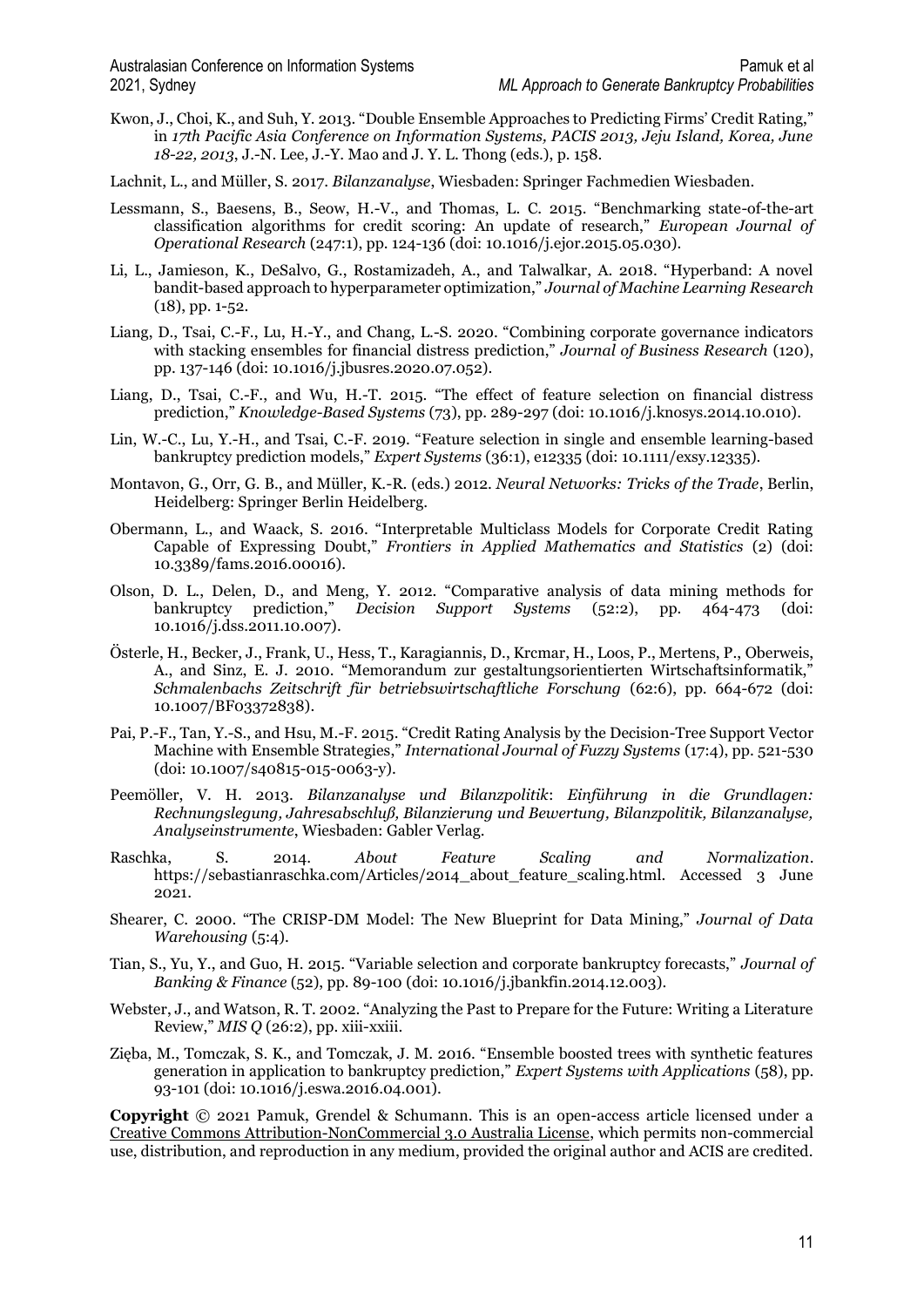Kwon, J., Choi, K., and Suh, Y. 2013. "Double Ensemble Approaches to Predicting Firms' Credit Rating," in *17th Pacific Asia Conference on Information Systems, PACIS 2013, Jeju Island, Korea, June 18-22, 2013*, J.-N. Lee, J.-Y. Mao and J. Y. L. Thong (eds.), p. 158.

Lachnit, L., and Müller, S. 2017. *Bilanzanalyse*, Wiesbaden: Springer Fachmedien Wiesbaden.

Lessmann, S., Baesens, B., Seow, H.-V., and Thomas, L. C. 2015. "Benchmarking state-of-the-art classification algorithms for credit scoring: An update of research," *European Journal of Operational Research* (247:1), pp. 124-136 (doi: 10.1016/j.ejor.2015.05.030).

Li, L., Jamieson, K., DeSalvo, G., Rostamizadeh, A., and Talwalkar, A. 2018. "Hyperband: A novel bandit-based approach to hyperparameter optimization," *Journal of Machine Learning Research* (18), pp. 1-52.

Liang, D., Tsai, C.-F., Lu, H.-Y., and Chang, L.-S. 2020. "Combining corporate governance indicators with stacking ensembles for financial distress prediction," *Journal of Business Research* (120), pp. 137-146 (doi: 10.1016/j.jbusres.2020.07.052).

Liang, D., Tsai, C.-F., and Wu, H.-T. 2015. "The effect of feature selection on financial distress prediction," *Knowledge-Based Systems* (73), pp. 289-297 (doi: 10.1016/j.knosys.2014.10.010).

Lin, W.-C., Lu, Y.-H., and Tsai, C.-F. 2019. "Feature selection in single and ensemble learning-based bankruptcy prediction models," *Expert Systems* (36:1), e12335 (doi: 10.1111/exsy.12335).

Montavon, G., Orr, G. B., and Müller, K.-R. (eds.) 2012. *Neural Networks: Tricks of the Trade*, Berlin, Heidelberg: Springer Berlin Heidelberg.

Obermann, L., and Waack, S. 2016. "Interpretable Multiclass Models for Corporate Credit Rating Capable of Expressing Doubt," *Frontiers in Applied Mathematics and Statistics* (2) (doi: 10.3389/fams.2016.00016).

Olson, D. L., Delen, D., and Meng, Y. 2012. "Comparative analysis of data mining methods for bankruptcy prediction," *Decision Support Systems* (52:2), pp. 464-473 (doi: 10.1016/j.dss.2011.10.007).

Österle, H., Becker, J., Frank, U., Hess, T., Karagiannis, D., Krcmar, H., Loos, P., Mertens, P., Oberweis, A., and Sinz, E. J. 2010. "Memorandum zur gestaltungsorientierten Wirtschaftsinformatik," *Schmalenbachs Zeitschrift für betriebswirtschaftliche Forschung* (62:6), pp. 664-672 (doi: 10.1007/BF03372838).

Pai, P.-F., Tan, Y.-S., and Hsu, M.-F. 2015. "Credit Rating Analysis by the Decision-Tree Support Vector Machine with Ensemble Strategies," *International Journal of Fuzzy Systems* (17:4), pp. 521-530 (doi: 10.1007/s40815-015-0063-y).

Peemöller, V. H. 2013. *Bilanzanalyse und Bilanzpolitik*: *Einführung in die Grundlagen: Rechnungslegung, Jahresabschluß, Bilanzierung und Bewertung, Bilanzpolitik, Bilanzanalyse, Analyseinstrumente*, Wiesbaden: Gabler Verlag.

Raschka, S. 2014. *About Feature Scaling and Normalization*. https://sebastianraschka.com/Articles/2014_about_feature_scaling.html. Accessed 3 June 2021.

Shearer, C. 2000. "The CRISP-DM Model: The New Blueprint for Data Mining," *Journal of Data Warehousing* (5:4).

Tian, S., Yu, Y., and Guo, H. 2015. "Variable selection and corporate bankruptcy forecasts," *Journal of Banking & Finance* (52), pp. 89-100 (doi: 10.1016/j.jbankfin.2014.12.003).

Webster, J., and Watson, R. T. 2002. "Analyzing the Past to Prepare for the Future: Writing a Literature Review," *MIS Q* (26:2), pp. xiii-xxiii.

Zięba, M., Tomczak, S. K., and Tomczak, J. M. 2016. "Ensemble boosted trees with synthetic features generation in application to bankruptcy prediction," *Expert Systems with Applications* (58), pp. 93-101 (doi: 10.1016/j.eswa.2016.04.001).

**Copyright** © 2021 Pamuk, Grendel & Schumann. This is an open-access article licensed under a Creative Commons Attribution-NonCommercial 3.0 Australia License, which permits non-commercial use, distribution, and reproduction in any medium, provided the original author and ACIS are credited.